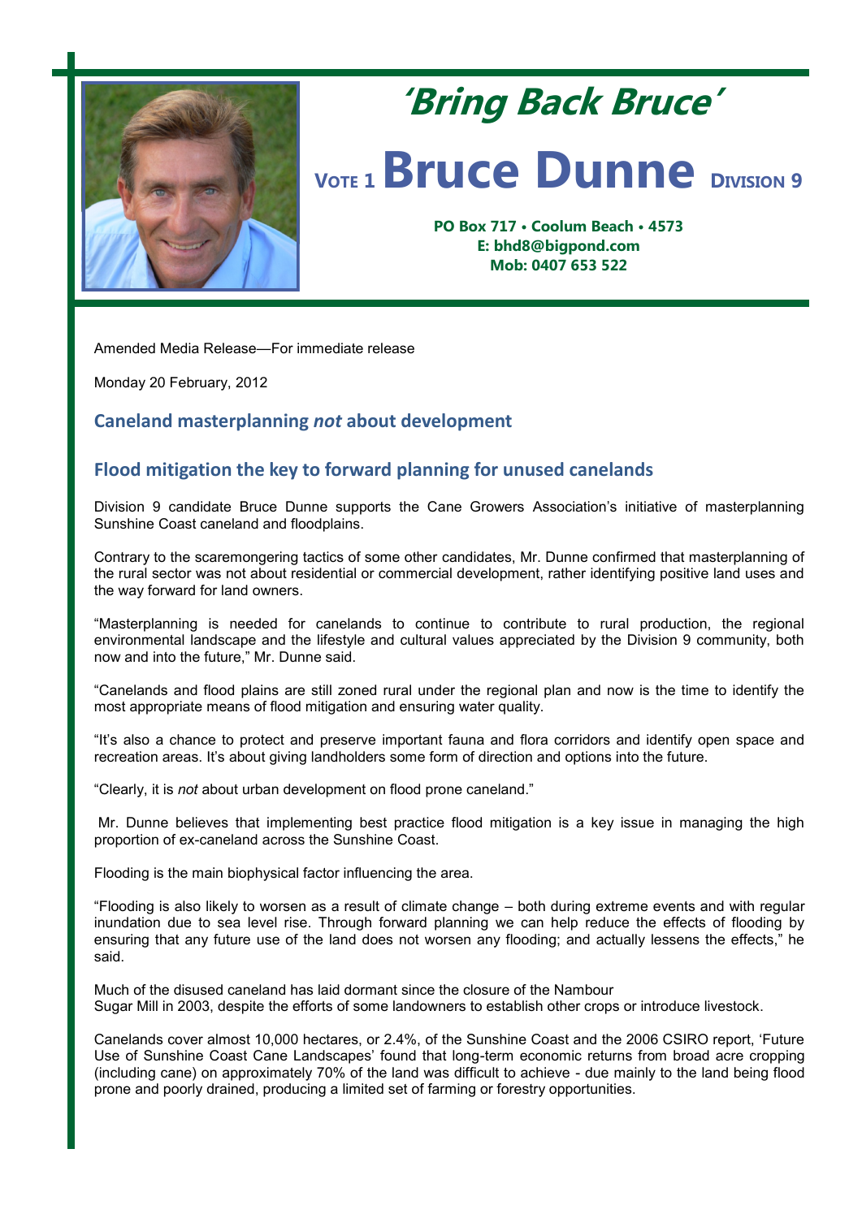# 'Bring Back Bruce'

## VOTE 1 Bruce Dunne DIVISION 9

**PO Box 717 • Coolum Beach • 4573**
**E: bhd8@bigpond.com**
**Mob: 0407 653 522**

Amended Media Release—For immediate release

Monday 20 February, 2012

### Caneland masterplanning *not* about development

### Flood mitigation the key to forward planning for unused canelands

Division 9 candidate Bruce Dunne supports the Cane Growers Association's initiative of masterplanning Sunshine Coast caneland and floodplains.

Contrary to the scaremongering tactics of some other candidates, Mr. Dunne confirmed that masterplanning of the rural sector was not about residential or commercial development, rather identifying positive land uses and the way forward for land owners.

"Masterplanning is needed for canelands to continue to contribute to rural production, the regional environmental landscape and the lifestyle and cultural values appreciated by the Division 9 community, both now and into the future," Mr. Dunne said.

"Canelands and flood plains are still zoned rural under the regional plan and now is the time to identify the most appropriate means of flood mitigation and ensuring water quality.

"It's also a chance to protect and preserve important fauna and flora corridors and identify open space and recreation areas. It's about giving landholders some form of direction and options into the future.

"Clearly, it is *not* about urban development on flood prone caneland."

Mr. Dunne believes that implementing best practice flood mitigation is a key issue in managing the high proportion of ex-caneland across the Sunshine Coast.

Flooding is the main biophysical factor influencing the area.

"Flooding is also likely to worsen as a result of climate change – both during extreme events and with regular inundation due to sea level rise. Through forward planning we can help reduce the effects of flooding by ensuring that any future use of the land does not worsen any flooding; and actually lessens the effects," he said.

Much of the disused caneland has laid dormant since the closure of the Nambour Sugar Mill in 2003, despite the efforts of some landowners to establish other crops or introduce livestock.

Canelands cover almost 10,000 hectares, or 2.4%, of the Sunshine Coast and the 2006 CSIRO report, 'Future Use of Sunshine Coast Cane Landscapes' found that long-term economic returns from broad acre cropping (including cane) on approximately 70% of the land was difficult to achieve - due mainly to the land being flood prone and poorly drained, producing a limited set of farming or forestry opportunities.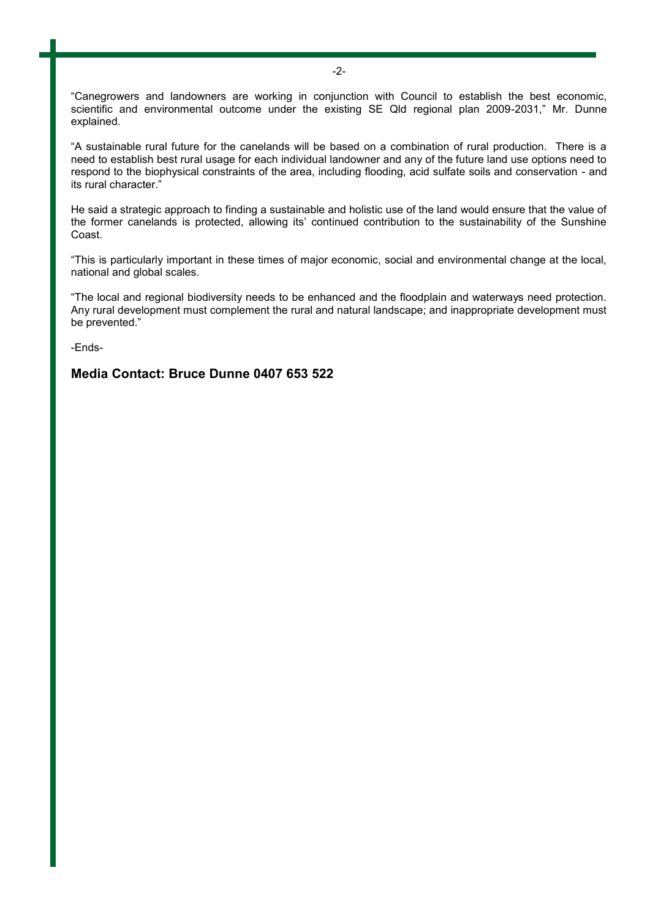"Canegrowers and landowners are working in conjunction with Council to establish the best economic, scientific and environmental outcome under the existing SE Qld regional plan 2009-2031," Mr. Dunne explained.

"A sustainable rural future for the canelands will be based on a combination of rural production. There is a need to establish best rural usage for each individual landowner and any of the future land use options need to respond to the biophysical constraints of the area, including flooding, acid sulfate soils and conservation - and its rural character."

He said a strategic approach to finding a sustainable and holistic use of the land would ensure that the value of the former canelands is protected, allowing its' continued contribution to the sustainability of the Sunshine Coast.

"This is particularly important in these times of major economic, social and environmental change at the local, national and global scales.

"The local and regional biodiversity needs to be enhanced and the floodplain and waterways need protection. Any rural development must complement the rural and natural landscape; and inappropriate development must be prevented."

-Ends-

**Media Contact: Bruce Dunne 0407 653 522**